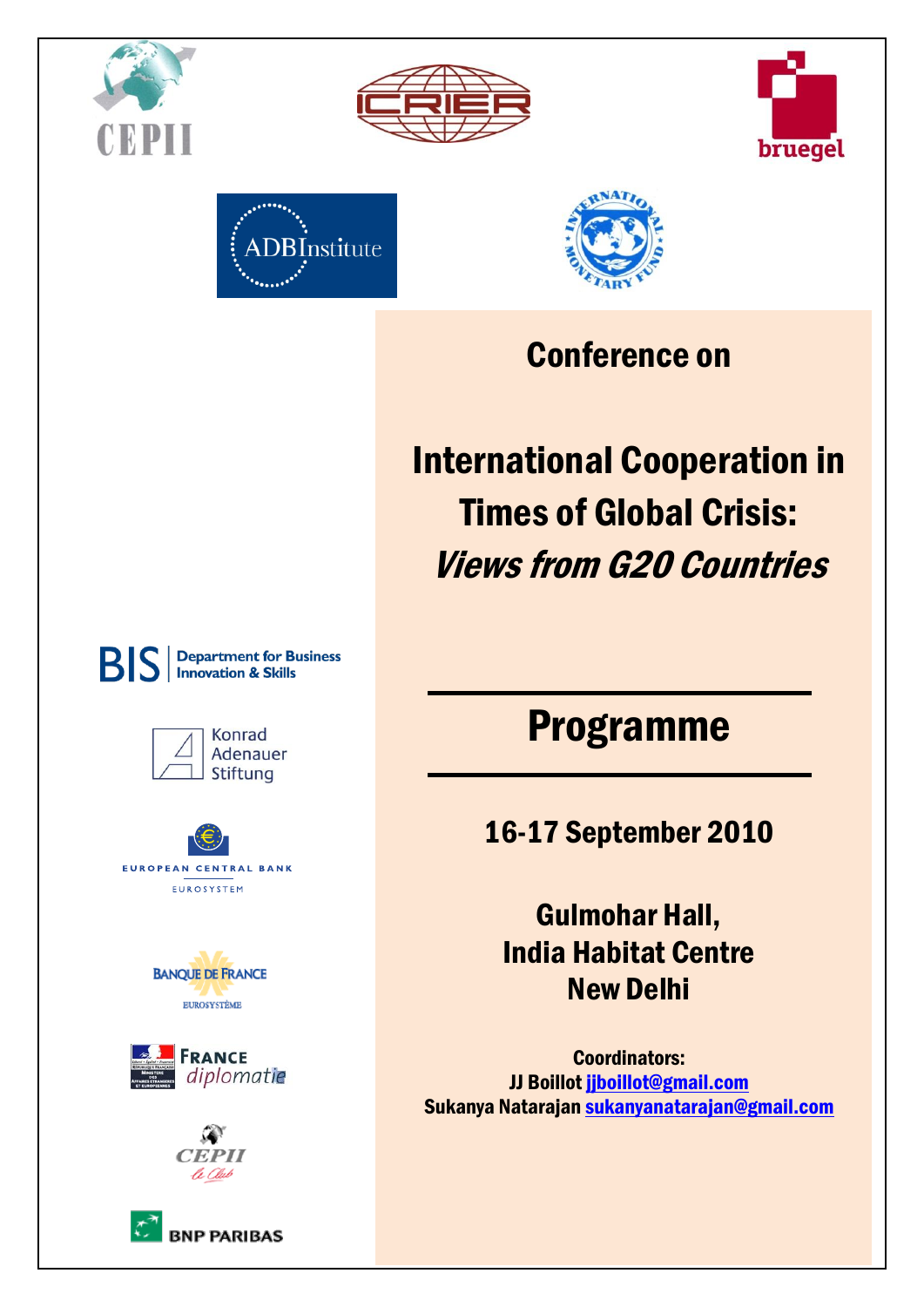Conference on

# International Cooperation in Times of Global Crisis: *Views from G20 Countries*

## Programme

**16-17 September 2010**

**Gulmohar Hall,**
**India Habitat Centre**
**New Delhi**

**Coordinators:**
**JJ Boillot** jjboillot@gmail.com
**Sukanya Natarajan** sukanyanatarajan@gmail.com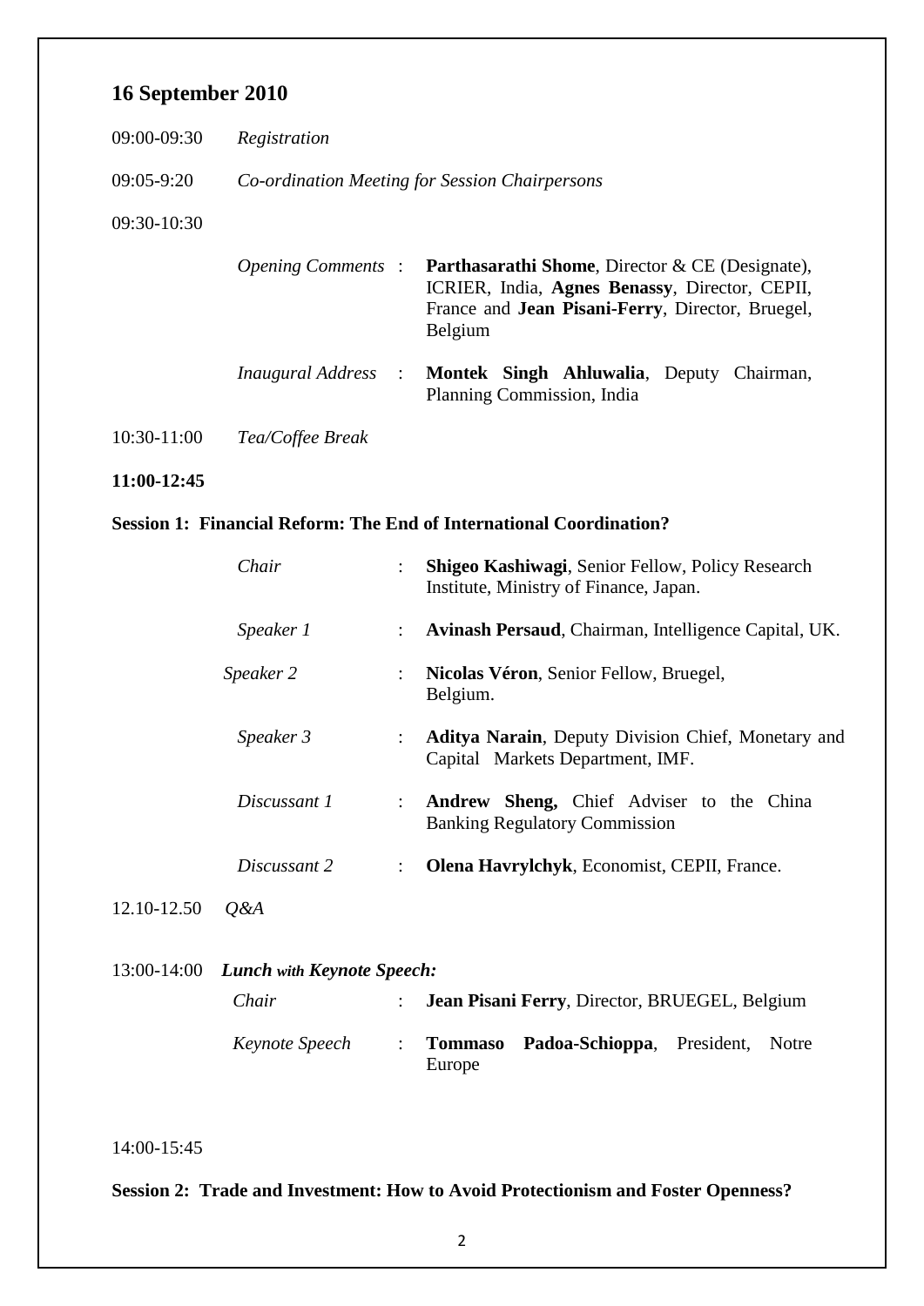## 16 September 2010

09:00-09:30 *Registration*

09:05-9:20 *Co-ordination Meeting for Session Chairpersons*

09:30-10:30

*Opening Comments* : **Parthasarathi Shome**, Director & CE (Designate), ICRIER, India, **Agnes Benassy**, Director, CEPII, France and **Jean Pisani-Ferry**, Director, Bruegel, Belgium

*Inaugural Address* : **Montek Singh Ahluwalia**, Deputy Chairman, Planning Commission, India

10:30-11:00 *Tea/Coffee Break*

**11:00-12:45**

**Session 1: Financial Reform: The End of International Coordination?**

*Chair* : **Shigeo Kashiwagi**, Senior Fellow, Policy Research Institute, Ministry of Finance, Japan.

*Speaker 1* : **Avinash Persaud**, Chairman, Intelligence Capital, UK.

*Speaker 2* : **Nicolas Véron**, Senior Fellow, Bruegel, Belgium.

*Speaker 3* : **Aditya Narain**, Deputy Division Chief, Monetary and Capital Markets Department, IMF.

*Discussant 1* : **Andrew Sheng,** Chief Adviser to the China Banking Regulatory Commission

*Discussant 2* : **Olena Havrylchyk**, Economist, CEPII, France.

12.10-12.50 *Q&A*

13:00-14:00 ***Lunch with Keynote Speech:***

*Chair* : **Jean Pisani Ferry**, Director, BRUEGEL, Belgium

*Keynote Speech* : **Tommaso Padoa-Schioppa**, President, Notre Europe

14:00-15:45

**Session 2: Trade and Investment: How to Avoid Protectionism and Foster Openness?**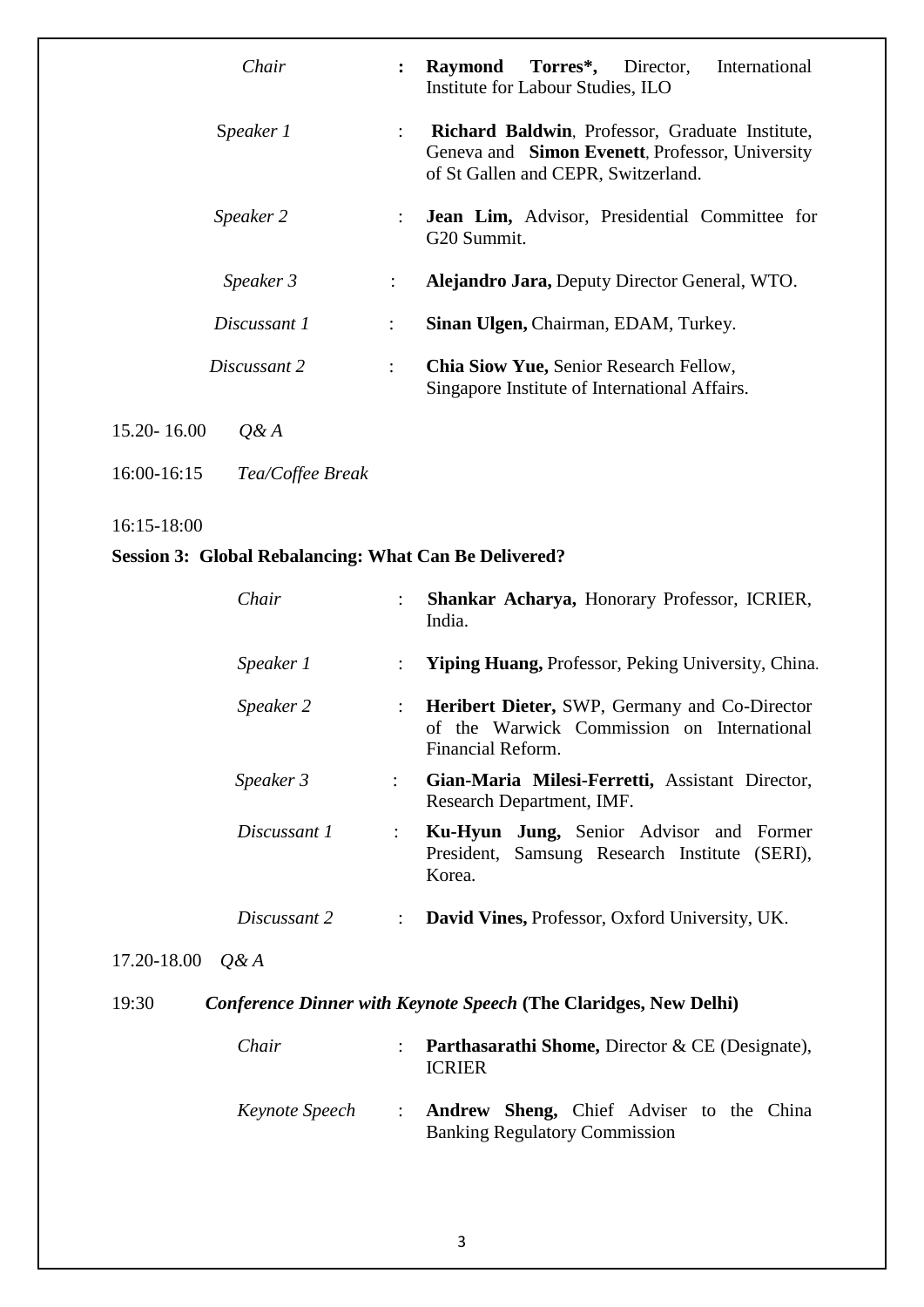| | | |
|---|---|---|
| *Chair* | : | **Raymond Torres*,** Director, International Institute for Labour Studies, ILO |
| *Speaker 1* | : | **Richard Baldwin**, Professor, Graduate Institute, Geneva and **Simon Evenett**, Professor, University of St Gallen and CEPR, Switzerland. |
| *Speaker 2* | : | **Jean Lim,** Advisor, Presidential Committee for G20 Summit. |
| *Speaker 3* | : | **Alejandro Jara,** Deputy Director General, WTO. |
| *Discussant 1* | : | **Sinan Ulgen,** Chairman, EDAM, Turkey. |
| *Discussant 2* | : | **Chia Siow Yue,** Senior Research Fellow, Singapore Institute of International Affairs. |

15.20- 16.00 *Q& A*

16:00-16:15 *Tea/Coffee Break*

16:15-18:00

**Session 3: Global Rebalancing: What Can Be Delivered?**

| | | |
|---|---|---|
| *Chair* | : | **Shankar Acharya,** Honorary Professor, ICRIER, India. |
| *Speaker 1* | : | **Yiping Huang,** Professor, Peking University, China. |
| *Speaker 2* | : | **Heribert Dieter,** SWP, Germany and Co-Director of the Warwick Commission on International Financial Reform. |
| *Speaker 3* | : | **Gian-Maria Milesi-Ferretti,** Assistant Director, Research Department, IMF. |
| *Discussant 1* | : | **Ku-Hyun Jung,** Senior Advisor and Former President, Samsung Research Institute (SERI), Korea. |
| *Discussant 2* | : | **David Vines,** Professor, Oxford University, UK. |

17.20-18.00 *Q& A*

19:30 ***Conference Dinner with Keynote Speech*** **(The Claridges, New Delhi)**

| | | |
|---|---|---|
| *Chair* | : | **Parthasarathi Shome,** Director & CE (Designate), ICRIER |
| *Keynote Speech* | : | **Andrew Sheng,** Chief Adviser to the China Banking Regulatory Commission |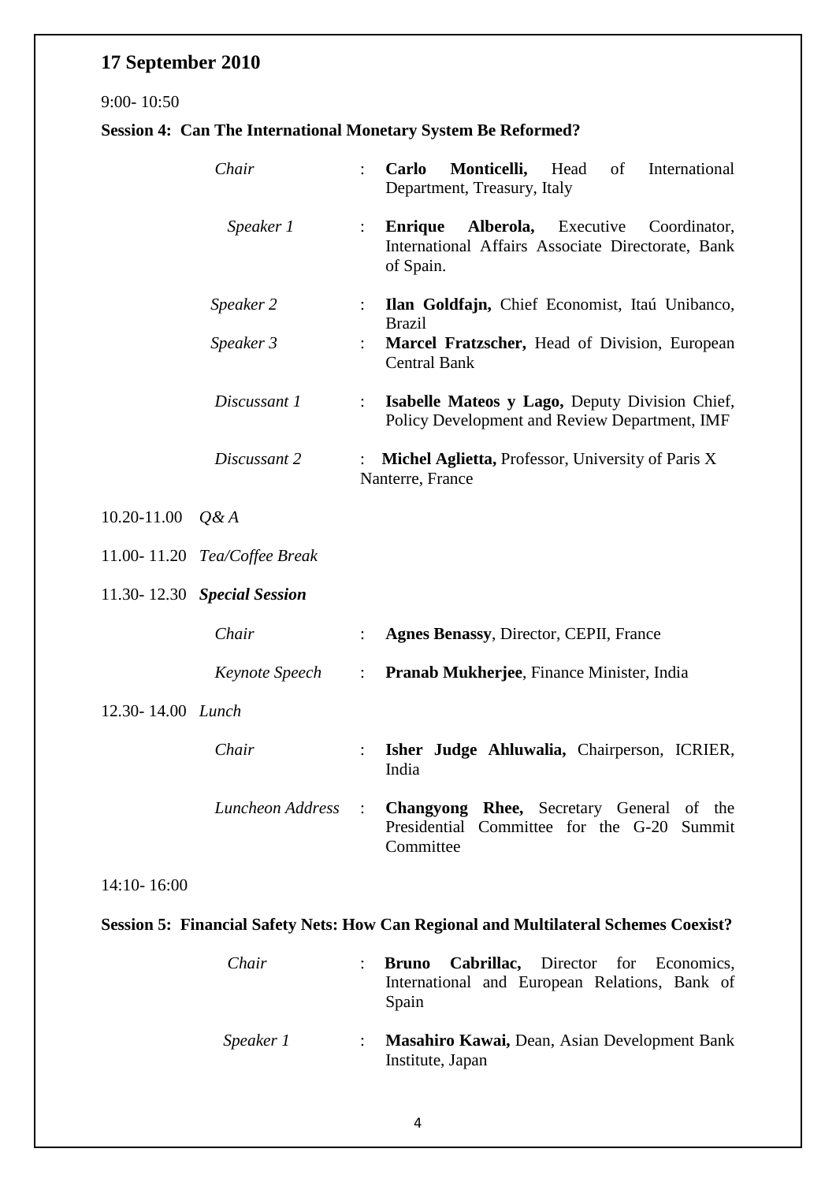## 17 September 2010

9:00- 10:50

**Session 4: Can The International Monetary System Be Reformed?**

| | | |
|---|---|---|
| *Chair* | : | **Carlo Monticelli,** Head of International Department, Treasury, Italy |
| *Speaker 1* | : | **Enrique Alberola,** Executive Coordinator, International Affairs Associate Directorate, Bank of Spain. |
| *Speaker 2* | : | **Ilan Goldfajn,** Chief Economist, Itaú Unibanco, Brazil |
| *Speaker 3* | : | **Marcel Fratzscher,** Head of Division, European Central Bank |
| *Discussant 1* | : | **Isabelle Mateos y Lago,** Deputy Division Chief, Policy Development and Review Department, IMF |
| *Discussant 2* | : | **Michel Aglietta,** Professor, University of Paris X Nanterre, France |

10.20-11.00 *Q& A*

11.00- 11.20 *Tea/Coffee Break*

11.30- 12.30 ***Special Session***

| | | |
|---|---|---|
| *Chair* | : | **Agnes Benassy**, Director, CEPII, France |
| *Keynote Speech* | : | **Pranab Mukherjee**, Finance Minister, India |

12.30- 14.00 *Lunch*

| | | |
|---|---|---|
| *Chair* | : | **Isher Judge Ahluwalia,** Chairperson, ICRIER, India |
| *Luncheon Address* | : | **Changyong Rhee,** Secretary General of the Presidential Committee for the G-20 Summit Committee |

14:10- 16:00

**Session 5: Financial Safety Nets: How Can Regional and Multilateral Schemes Coexist?**

| | | |
|---|---|---|
| *Chair* | : | **Bruno Cabrillac,** Director for Economics, International and European Relations, Bank of Spain |
| *Speaker 1* | : | **Masahiro Kawai,** Dean, Asian Development Bank Institute, Japan |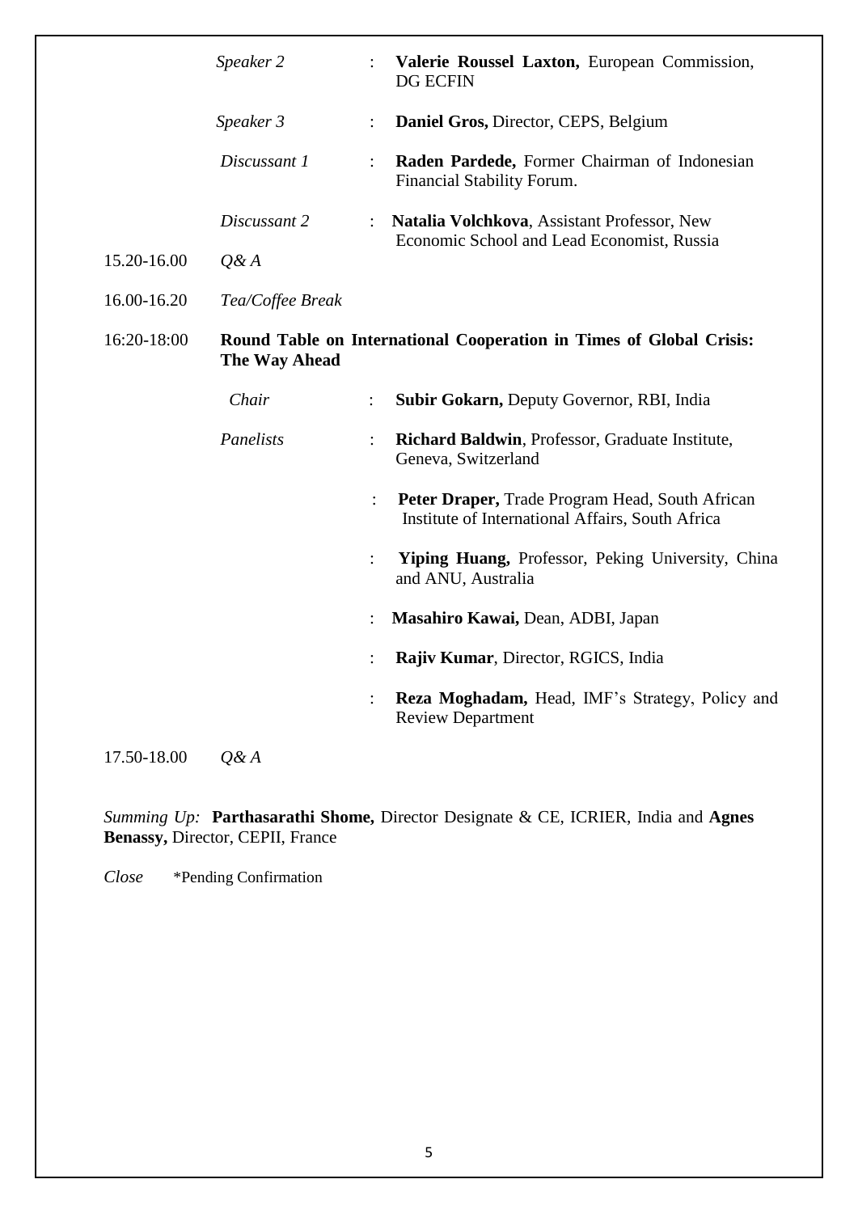| | | | |
|---|---|---|---|
| | *Speaker 2* | : | **Valerie Roussel Laxton,** European Commission, DG ECFIN |
| | *Speaker 3* | : | **Daniel Gros,** Director, CEPS, Belgium |
| | *Discussant 1* | : | **Raden Pardede,** Former Chairman of Indonesian Financial Stability Forum. |
| | *Discussant 2* | : | **Natalia Volchkova**, Assistant Professor, New Economic School and Lead Economist, Russia |
| 15.20-16.00 | *Q& A* | | |
| 16.00-16.20 | *Tea/Coffee Break* | | |
| 16:20-18:00 | **Round Table on International Cooperation in Times of Global Crisis: The Way Ahead** | | |
| | *Chair* | : | **Subir Gokarn,** Deputy Governor, RBI, India |
| | *Panelists* | : | **Richard Baldwin**, Professor, Graduate Institute, Geneva, Switzerland |
| | | : | **Peter Draper,** Trade Program Head, South African Institute of International Affairs, South Africa |
| | | : | **Yiping Huang,** Professor, Peking University, China and ANU, Australia |
| | | : | **Masahiro Kawai,** Dean, ADBI, Japan |
| | | : | **Rajiv Kumar**, Director, RGICS, India |
| | | : | **Reza Moghadam,** Head, IMF's Strategy, Policy and Review Department |
| 17.50-18.00 | *Q& A* | | |

*Summing Up:* **Parthasarathi Shome,** Director Designate & CE, ICRIER, India and **Agnes Benassy,** Director, CEPII, France

*Close* *Pending Confirmation